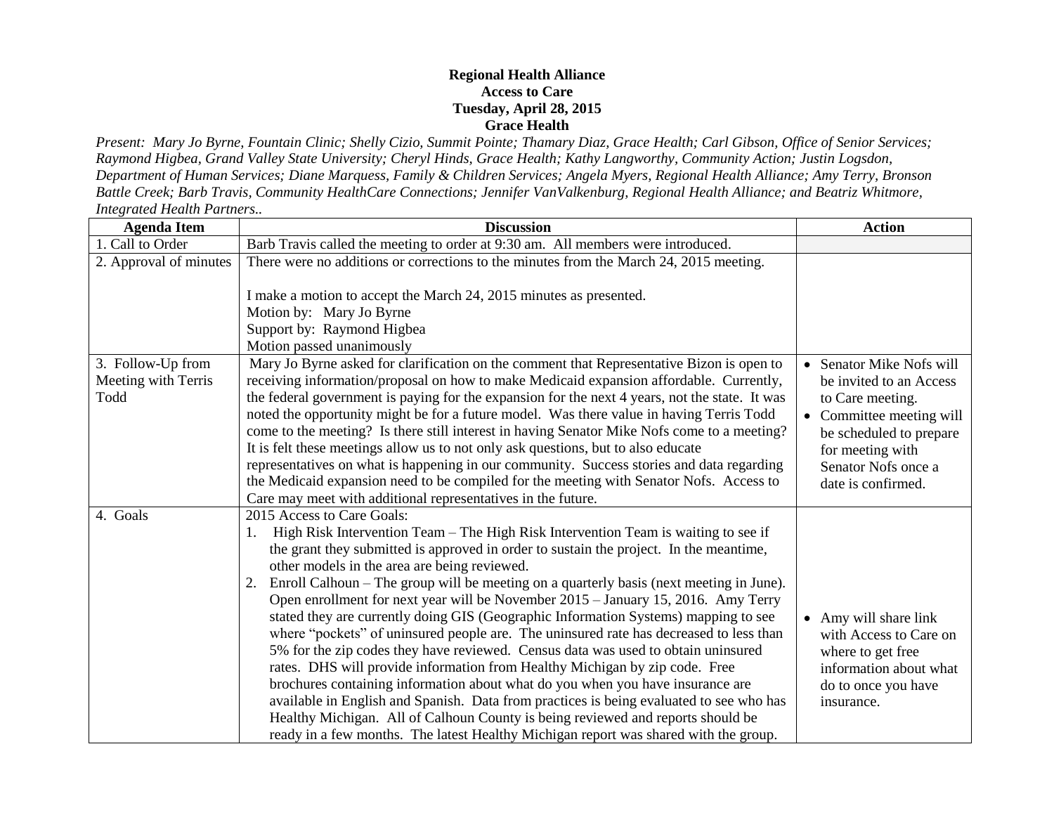**Regional Health Alliance**
**Access to Care**
**Tuesday, April 28, 2015**
**Grace Health**

*Present: Mary Jo Byrne, Fountain Clinic; Shelly Cizio, Summit Pointe; Thamary Diaz, Grace Health; Carl Gibson, Office of Senior Services; Raymond Higbea, Grand Valley State University; Cheryl Hinds, Grace Health; Kathy Langworthy, Community Action; Justin Logsdon, Department of Human Services; Diane Marquess, Family & Children Services; Angela Myers, Regional Health Alliance; Amy Terry, Bronson Battle Creek; Barb Travis, Community HealthCare Connections; Jennifer VanValkenburg, Regional Health Alliance; and Beatriz Whitmore, Integrated Health Partners..*

| Agenda Item | Discussion | Action |
|---|---|---|
| 1. Call to Order | Barb Travis called the meeting to order at 9:30 am. All members were introduced. | |
| 2. Approval of minutes | There were no additions or corrections to the minutes from the March 24, 2015 meeting.<br><br>I make a motion to accept the March 24, 2015 minutes as presented.<br>Motion by: Mary Jo Byrne<br>Support by: Raymond Higbea<br>Motion passed unanimously | |
| 3. Follow-Up from Meeting with Terris Todd | Mary Jo Byrne asked for clarification on the comment that Representative Bizon is open to receiving information/proposal on how to make Medicaid expansion affordable. Currently, the federal government is paying for the expansion for the next 4 years, not the state. It was noted the opportunity might be for a future model. Was there value in having Terris Todd come to the meeting? Is there still interest in having Senator Mike Nofs come to a meeting? It is felt these meetings allow us to not only ask questions, but to also educate representatives on what is happening in our community. Success stories and data regarding the Medicaid expansion need to be compiled for the meeting with Senator Nofs. Access to Care may meet with additional representatives in the future. | • Senator Mike Nofs will be invited to an Access to Care meeting.<br>• Committee meeting will be scheduled to prepare for meeting with Senator Nofs once a date is confirmed. |
| 4. Goals | 2015 Access to Care Goals:<br>1. High Risk Intervention Team – The High Risk Intervention Team is waiting to see if the grant they submitted is approved in order to sustain the project. In the meantime, other models in the area are being reviewed.<br>2. Enroll Calhoun – The group will be meeting on a quarterly basis (next meeting in June). Open enrollment for next year will be November 2015 – January 15, 2016. Amy Terry stated they are currently doing GIS (Geographic Information Systems) mapping to see where "pockets" of uninsured people are. The uninsured rate has decreased to less than 5% for the zip codes they have reviewed. Census data was used to obtain uninsured rates. DHS will provide information from Healthy Michigan by zip code. Free brochures containing information about what do you when you have insurance are available in English and Spanish. Data from practices is being evaluated to see who has Healthy Michigan. All of Calhoun County is being reviewed and reports should be ready in a few months. The latest Healthy Michigan report was shared with the group. | • Amy will share link with Access to Care on where to get free information about what do to once you have insurance. |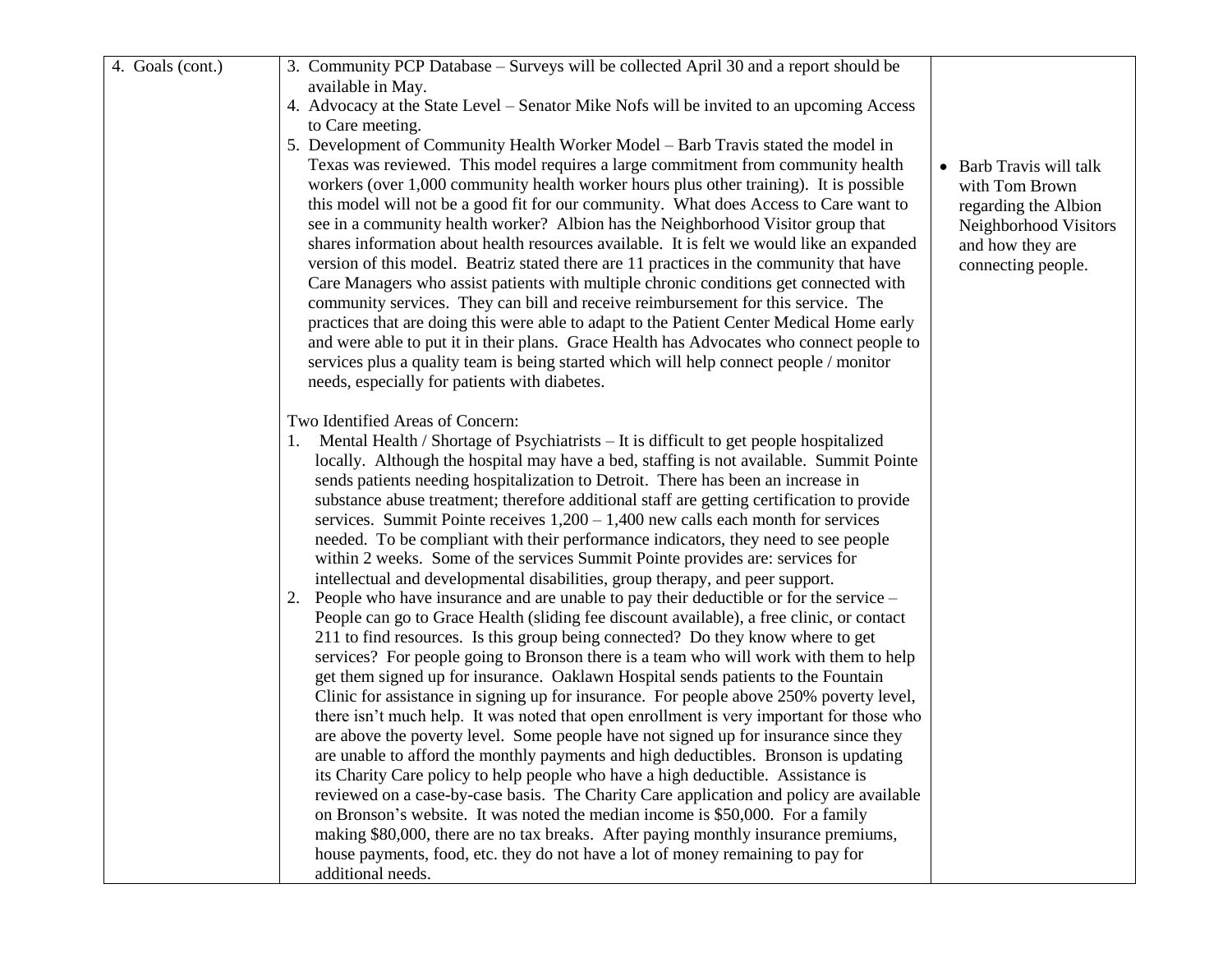| 4. Goals (cont.) | 3. Community PCP Database – Surveys will be collected April 30 and a report should be available in May.<br>4. Advocacy at the State Level – Senator Mike Nofs will be invited to an upcoming Access to Care meeting.<br>5. Development of Community Health Worker Model – Barb Travis stated the model in Texas was reviewed. This model requires a large commitment from community health workers (over 1,000 community health worker hours plus other training). It is possible this model will not be a good fit for our community. What does Access to Care want to see in a community health worker? Albion has the Neighborhood Visitor group that shares information about health resources available. It is felt we would like an expanded version of this model. Beatriz stated there are 11 practices in the community that have Care Managers who assist patients with multiple chronic conditions get connected with community services. They can bill and receive reimbursement for this service. The practices that are doing this were able to adapt to the Patient Center Medical Home early and were able to put it in their plans. Grace Health has Advocates who connect people to services plus a quality team is being started which will help connect people / monitor needs, especially for patients with diabetes.<br><br>Two Identified Areas of Concern:<br>1. Mental Health / Shortage of Psychiatrists – It is difficult to get people hospitalized locally. Although the hospital may have a bed, staffing is not available. Summit Pointe sends patients needing hospitalization to Detroit. There has been an increase in substance abuse treatment; therefore additional staff are getting certification to provide services. Summit Pointe receives 1,200 – 1,400 new calls each month for services needed. To be compliant with their performance indicators, they need to see people within 2 weeks. Some of the services Summit Pointe provides are: services for intellectual and developmental disabilities, group therapy, and peer support.<br>2. People who have insurance and are unable to pay their deductible or for the service – People can go to Grace Health (sliding fee discount available), a free clinic, or contact 211 to find resources. Is this group being connected? Do they know where to get services? For people going to Bronson there is a team who will work with them to help get them signed up for insurance. Oaklawn Hospital sends patients to the Fountain Clinic for assistance in signing up for insurance. For people above 250% poverty level, there isn't much help. It was noted that open enrollment is very important for those who are above the poverty level. Some people have not signed up for insurance since they are unable to afford the monthly payments and high deductibles. Bronson is updating its Charity Care policy to help people who have a high deductible. Assistance is reviewed on a case-by-case basis. The Charity Care application and policy are available on Bronson's website. It was noted the median income is $50,000. For a family making $80,000, there are no tax breaks. After paying monthly insurance premiums, house payments, food, etc. they do not have a lot of money remaining to pay for additional needs. | • Barb Travis will talk with Tom Brown regarding the Albion Neighborhood Visitors and how they are connecting people. |
|---|---|---|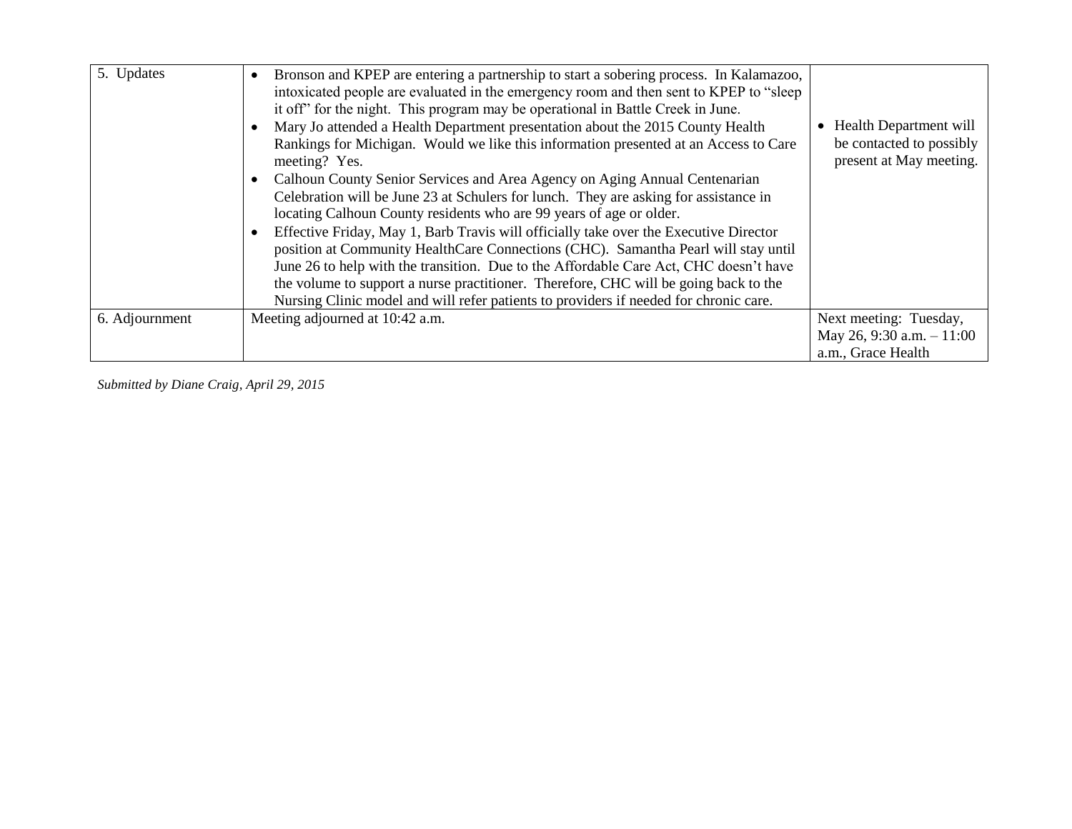| | | |
|---|---|---|
| 5. Updates | • Bronson and KPEP are entering a partnership to start a sobering process. In Kalamazoo, intoxicated people are evaluated in the emergency room and then sent to KPEP to "sleep it off" for the night. This program may be operational in Battle Creek in June.<br>• Mary Jo attended a Health Department presentation about the 2015 County Health Rankings for Michigan. Would we like this information presented at an Access to Care meeting? Yes.<br>• Calhoun County Senior Services and Area Agency on Aging Annual Centenarian Celebration will be June 23 at Schulers for lunch. They are asking for assistance in locating Calhoun County residents who are 99 years of age or older.<br>• Effective Friday, May 1, Barb Travis will officially take over the Executive Director position at Community HealthCare Connections (CHC). Samantha Pearl will stay until June 26 to help with the transition. Due to the Affordable Care Act, CHC doesn't have the volume to support a nurse practitioner. Therefore, CHC will be going back to the Nursing Clinic model and will refer patients to providers if needed for chronic care. | • Health Department will be contacted to possibly present at May meeting. |
| 6. Adjournment | Meeting adjourned at 10:42 a.m. | Next meeting: Tuesday, May 26, 9:30 a.m. – 11:00 a.m., Grace Health |

*Submitted by Diane Craig, April 29, 2015*